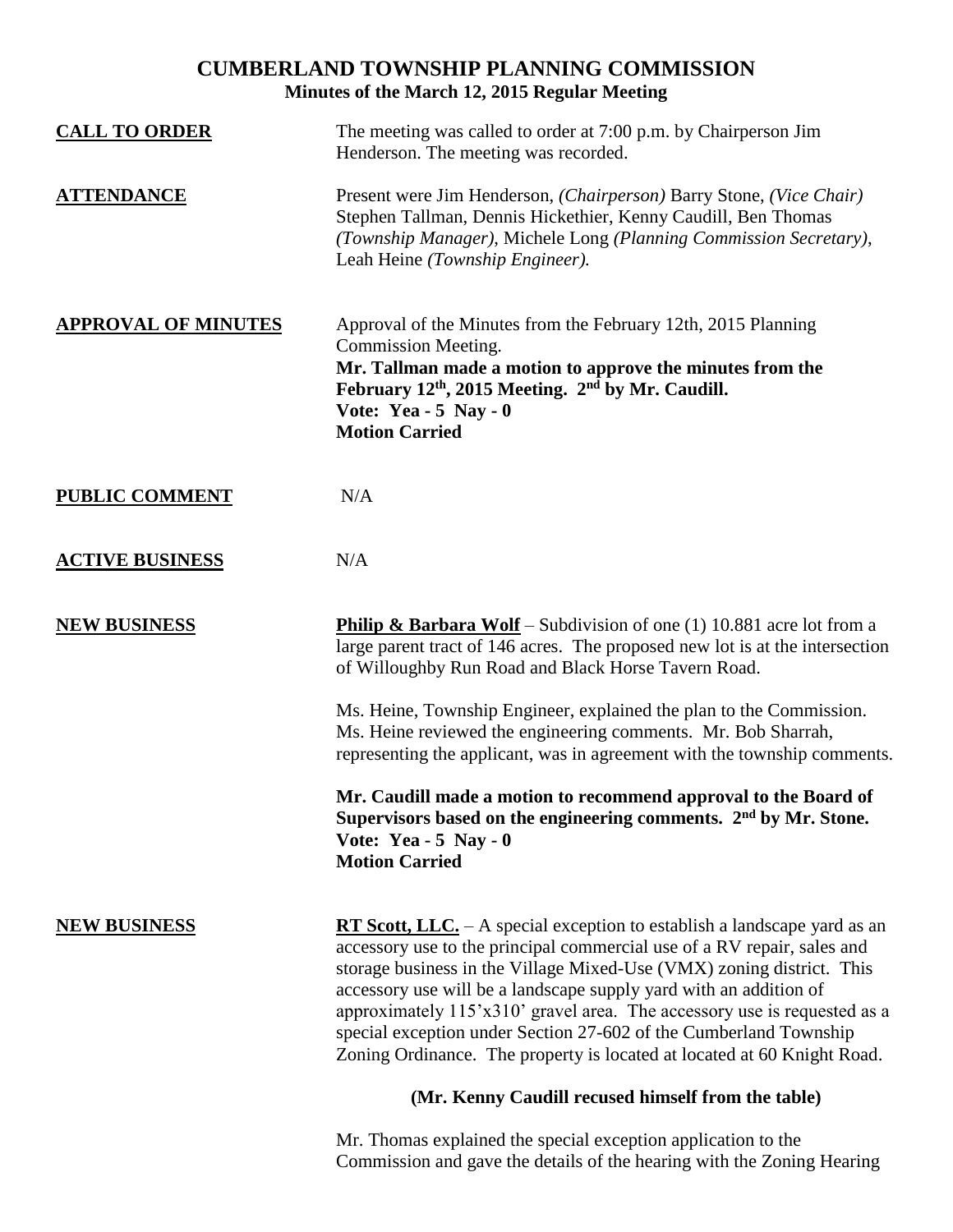# CUMBERLAND TOWNSHIP PLANNING COMMISSION

## Minutes of the March 12, 2015 Regular Meeting

**CALL TO ORDER**

The meeting was called to order at 7:00 p.m. by Chairperson Jim Henderson. The meeting was recorded.

**ATTENDANCE**

Present were Jim Henderson, *(Chairperson)* Barry Stone, *(Vice Chair)* Stephen Tallman, Dennis Hickethier, Kenny Caudill, Ben Thomas *(Township Manager)*, Michele Long *(Planning Commission Secretary)*, Leah Heine *(Township Engineer).*

**APPROVAL OF MINUTES**

Approval of the Minutes from the February 12th, 2015 Planning Commission Meeting.

**Mr. Tallman made a motion to approve the minutes from the February 12th, 2015 Meeting. 2nd by Mr. Caudill.**
**Vote: Yea - 5 Nay - 0**
**Motion Carried**

**PUBLIC COMMENT**

N/A

**ACTIVE BUSINESS**

N/A

**NEW BUSINESS**

**Philip & Barbara Wolf** – Subdivision of one (1) 10.881 acre lot from a large parent tract of 146 acres. The proposed new lot is at the intersection of Willoughby Run Road and Black Horse Tavern Road.

Ms. Heine, Township Engineer, explained the plan to the Commission. Ms. Heine reviewed the engineering comments. Mr. Bob Sharrah, representing the applicant, was in agreement with the township comments.

**Mr. Caudill made a motion to recommend approval to the Board of Supervisors based on the engineering comments. 2nd by Mr. Stone.**
**Vote: Yea - 5 Nay - 0**
**Motion Carried**

**NEW BUSINESS**

**RT Scott, LLC.** – A special exception to establish a landscape yard as an accessory use to the principal commercial use of a RV repair, sales and storage business in the Village Mixed-Use (VMX) zoning district. This accessory use will be a landscape supply yard with an addition of approximately 115'x310' gravel area. The accessory use is requested as a special exception under Section 27-602 of the Cumberland Township Zoning Ordinance. The property is located at located at 60 Knight Road.

**(Mr. Kenny Caudill recused himself from the table)**

Mr. Thomas explained the special exception application to the Commission and gave the details of the hearing with the Zoning Hearing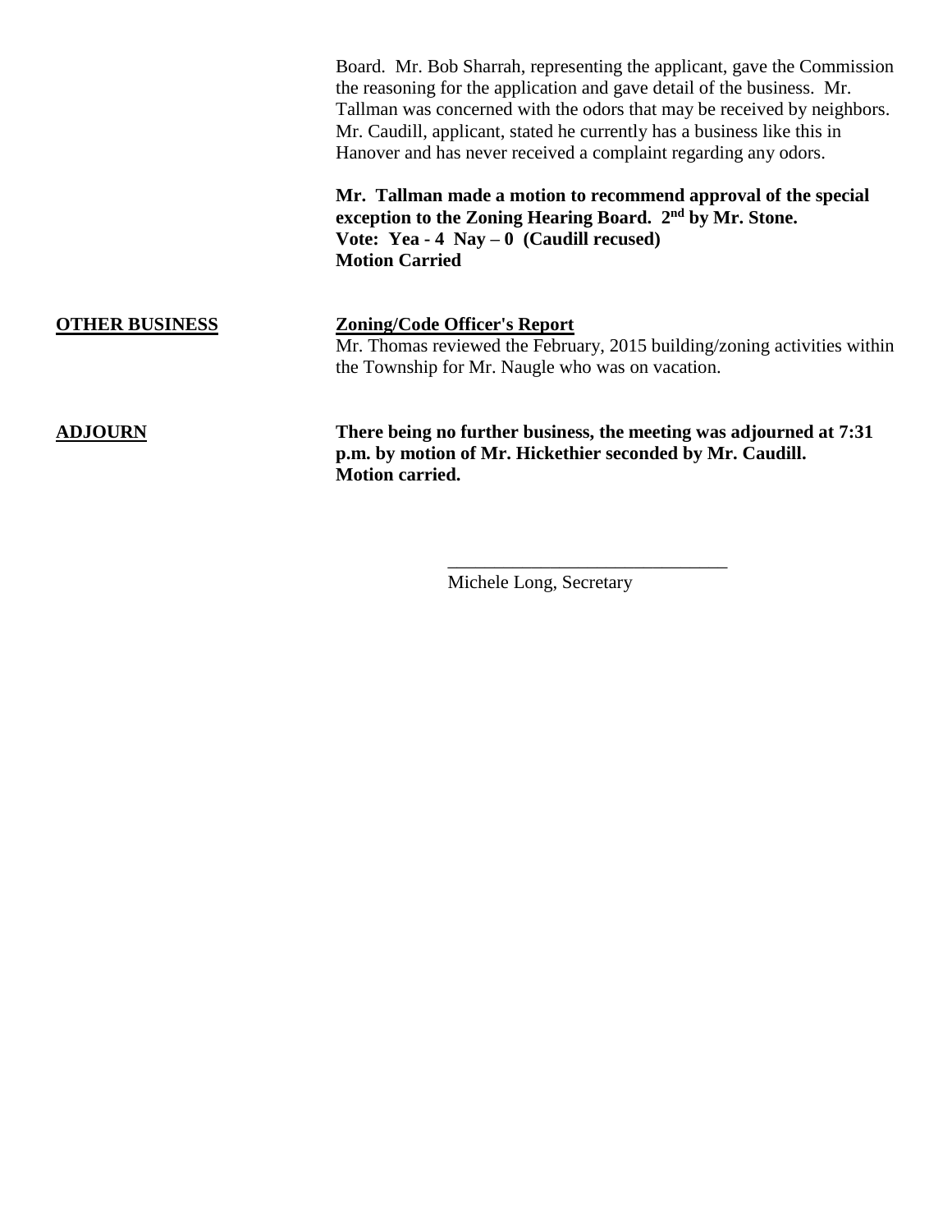Board. Mr. Bob Sharrah, representing the applicant, gave the Commission the reasoning for the application and gave detail of the business. Mr. Tallman was concerned with the odors that may be received by neighbors. Mr. Caudill, applicant, stated he currently has a business like this in Hanover and has never received a complaint regarding any odors.

**Mr. Tallman made a motion to recommend approval of the special exception to the Zoning Hearing Board. 2nd by Mr. Stone.**
**Vote: Yea - 4 Nay – 0 (Caudill recused)**
**Motion Carried**

**OTHER BUSINESS**

**Zoning/Code Officer's Report**

Mr. Thomas reviewed the February, 2015 building/zoning activities within the Township for Mr. Naugle who was on vacation.

**ADJOURN**

**There being no further business, the meeting was adjourned at 7:31 p.m. by motion of Mr. Hickethier seconded by Mr. Caudill. Motion carried.**

\_\_\_\_\_\_\_\_\_\_\_\_\_\_\_\_\_\_\_\_\_\_\_\_\_\_\_\_\_\_

Michele Long, Secretary